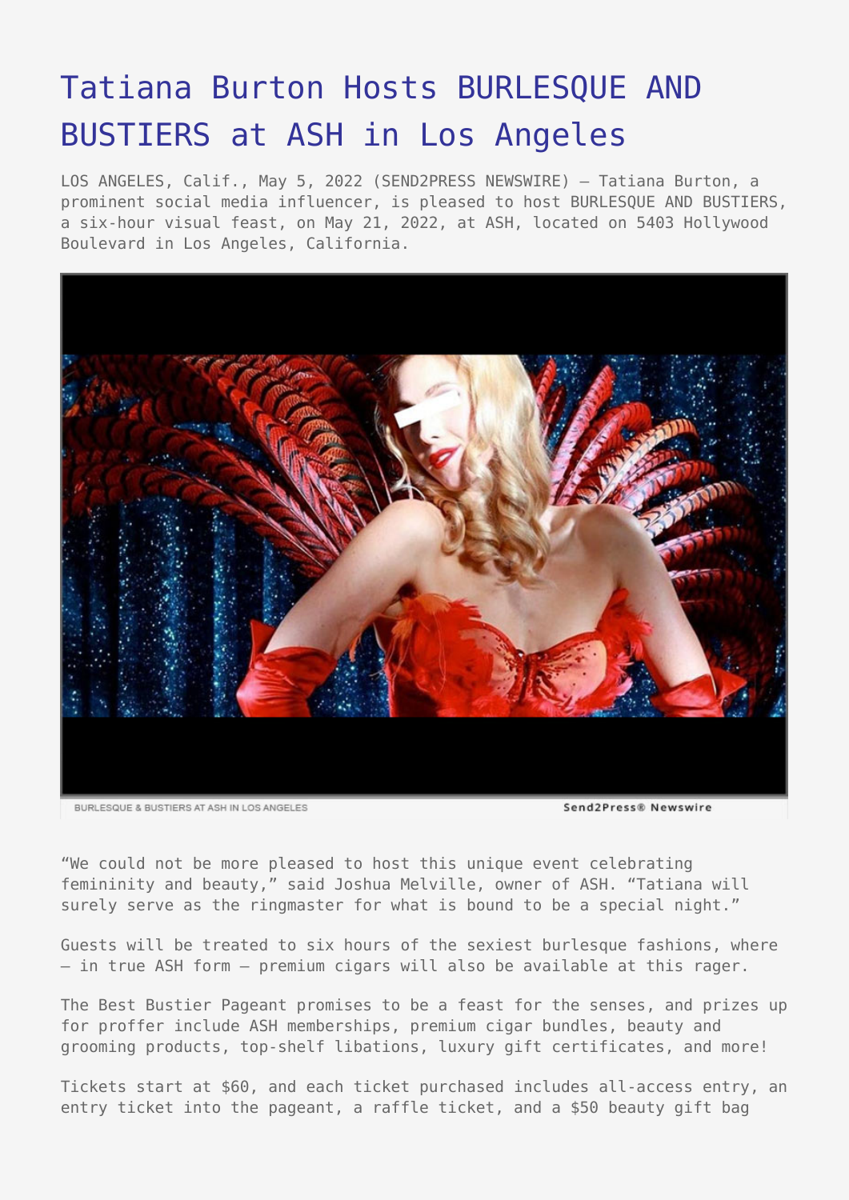# Tatiana Burton Hosts BURLESQUE AND BUSTIERS at ASH in Los Angeles

LOS ANGELES, Calif., May 5, 2022 (SEND2PRESS NEWSWIRE) — Tatiana Burton, a prominent social media influencer, is pleased to host BURLESQUE AND BUSTIERS, a six-hour visual feast, on May 21, 2022, at ASH, located on 5403 Hollywood Boulevard in Los Angeles, California.

BURLESQUE & BUSTIERS AT ASH IN LOS ANGELES

Send2Press® Newswire

"We could not be more pleased to host this unique event celebrating femininity and beauty," said Joshua Melville, owner of ASH. "Tatiana will surely serve as the ringmaster for what is bound to be a special night."

Guests will be treated to six hours of the sexiest burlesque fashions, where — in true ASH form — premium cigars will also be available at this rager.

The Best Bustier Pageant promises to be a feast for the senses, and prizes up for proffer include ASH memberships, premium cigar bundles, beauty and grooming products, top-shelf libations, luxury gift certificates, and more!

Tickets start at $60, and each ticket purchased includes all-access entry, an entry ticket into the pageant, a raffle ticket, and a $50 beauty gift bag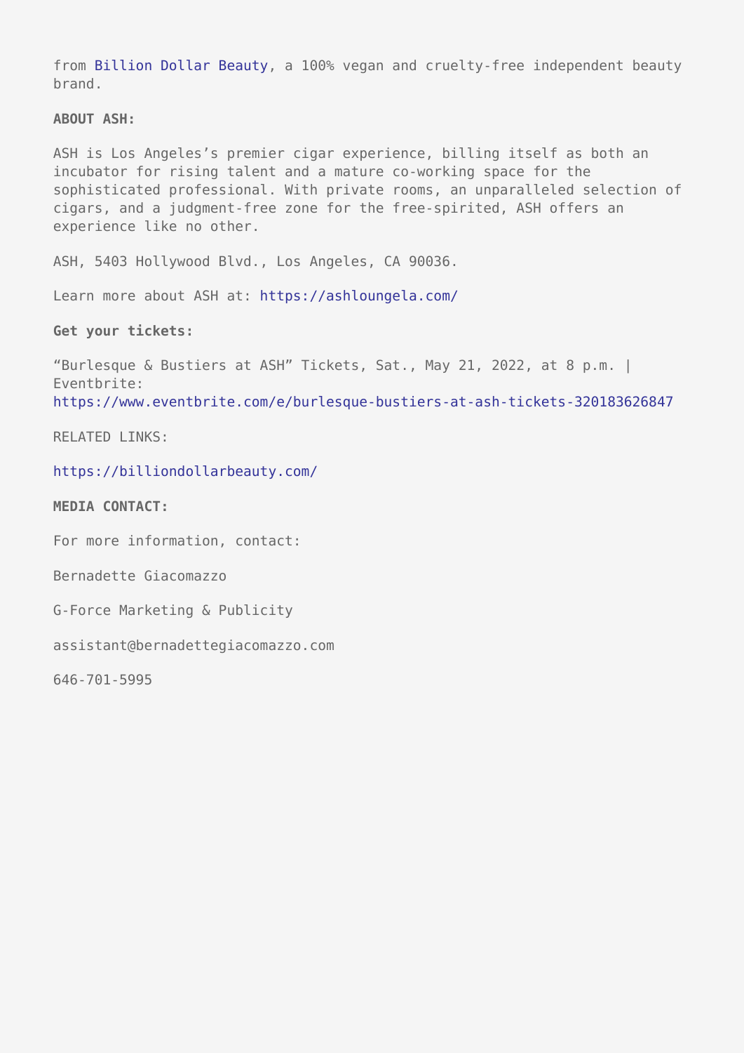from Billion Dollar Beauty, a 100% vegan and cruelty-free independent beauty brand.

**ABOUT ASH:**

ASH is Los Angeles's premier cigar experience, billing itself as both an incubator for rising talent and a mature co-working space for the sophisticated professional. With private rooms, an unparalleled selection of cigars, and a judgment-free zone for the free-spirited, ASH offers an experience like no other.

ASH, 5403 Hollywood Blvd., Los Angeles, CA 90036.

Learn more about ASH at: https://ashloungela.com/

**Get your tickets:**

"Burlesque & Bustiers at ASH" Tickets, Sat., May 21, 2022, at 8 p.m. | Eventbrite: https://www.eventbrite.com/e/burlesque-bustiers-at-ash-tickets-320183626847

RELATED LINKS:

https://billiondollarbeauty.com/

**MEDIA CONTACT:**

For more information, contact:

Bernadette Giacomazzo

G-Force Marketing & Publicity

assistant@bernadettegiacomazzo.com

646-701-5995